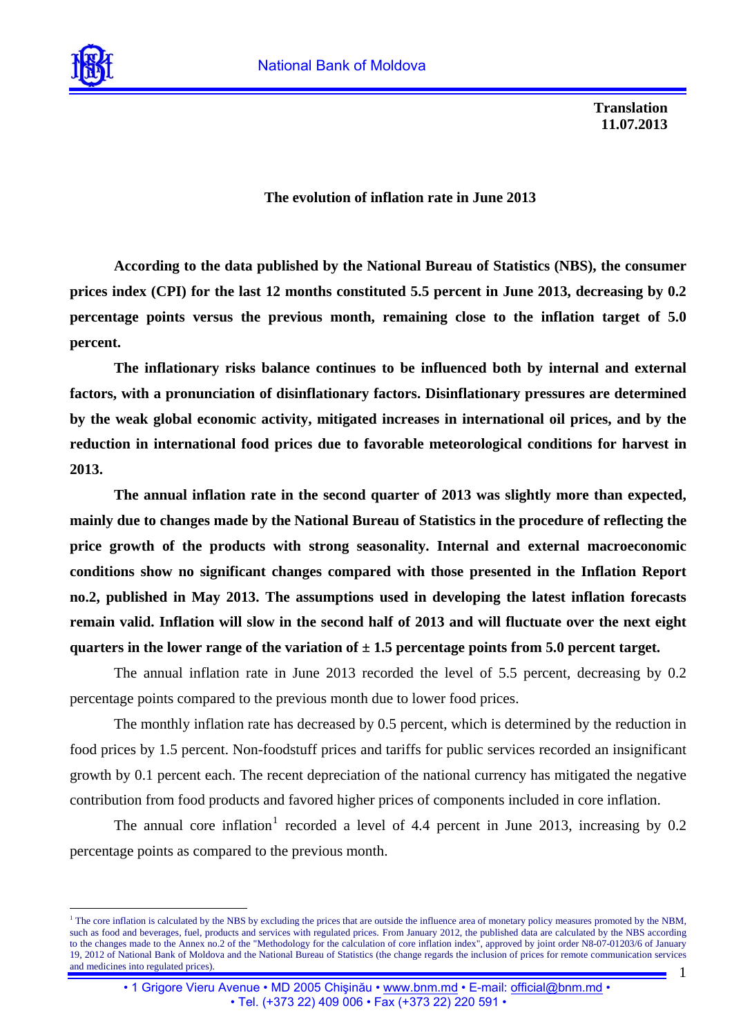National Bank of Moldova

**Translation**
**11.07.2013**

# The evolution of inflation rate in June 2013

**According to the data published by the National Bureau of Statistics (NBS), the consumer prices index (CPI) for the last 12 months constituted 5.5 percent in June 2013, decreasing by 0.2 percentage points versus the previous month, remaining close to the inflation target of 5.0 percent.**

**The inflationary risks balance continues to be influenced both by internal and external factors, with a pronunciation of disinflationary factors. Disinflationary pressures are determined by the weak global economic activity, mitigated increases in international oil prices, and by the reduction in international food prices due to favorable meteorological conditions for harvest in 2013.**

**The annual inflation rate in the second quarter of 2013 was slightly more than expected, mainly due to changes made by the National Bureau of Statistics in the procedure of reflecting the price growth of the products with strong seasonality. Internal and external macroeconomic conditions show no significant changes compared with those presented in the Inflation Report no.2, published in May 2013. The assumptions used in developing the latest inflation forecasts remain valid. Inflation will slow in the second half of 2013 and will fluctuate over the next eight quarters in the lower range of the variation of ± 1.5 percentage points from 5.0 percent target.**

The annual inflation rate in June 2013 recorded the level of 5.5 percent, decreasing by 0.2 percentage points compared to the previous month due to lower food prices.

The monthly inflation rate has decreased by 0.5 percent, which is determined by the reduction in food prices by 1.5 percent. Non-foodstuff prices and tariffs for public services recorded an insignificant growth by 0.1 percent each. The recent depreciation of the national currency has mitigated the negative contribution from food products and favored higher prices of components included in core inflation.

The annual core inflation[1] recorded a level of 4.4 percent in June 2013, increasing by 0.2 percentage points as compared to the previous month.

---

[1] The core inflation is calculated by the NBS by excluding the prices that are outside the influence area of monetary policy measures promoted by the NBM, such as food and beverages, fuel, products and services with regulated prices. From January 2012, the published data are calculated by the NBS according to the changes made to the Annex no.2 of the "Methodology for the calculation of core inflation index", approved by joint order N8-07-01203/6 of January 19, 2012 of National Bank of Moldova and the National Bureau of Statistics (the change regards the inclusion of prices for remote communication services and medicines into regulated prices).

• 1 Grigore Vieru Avenue • MD 2005 Chişinău • www.bnm.md • E-mail: official@bnm.md •
• Tel. (+373 22) 409 006 • Fax (+373 22) 220 591 •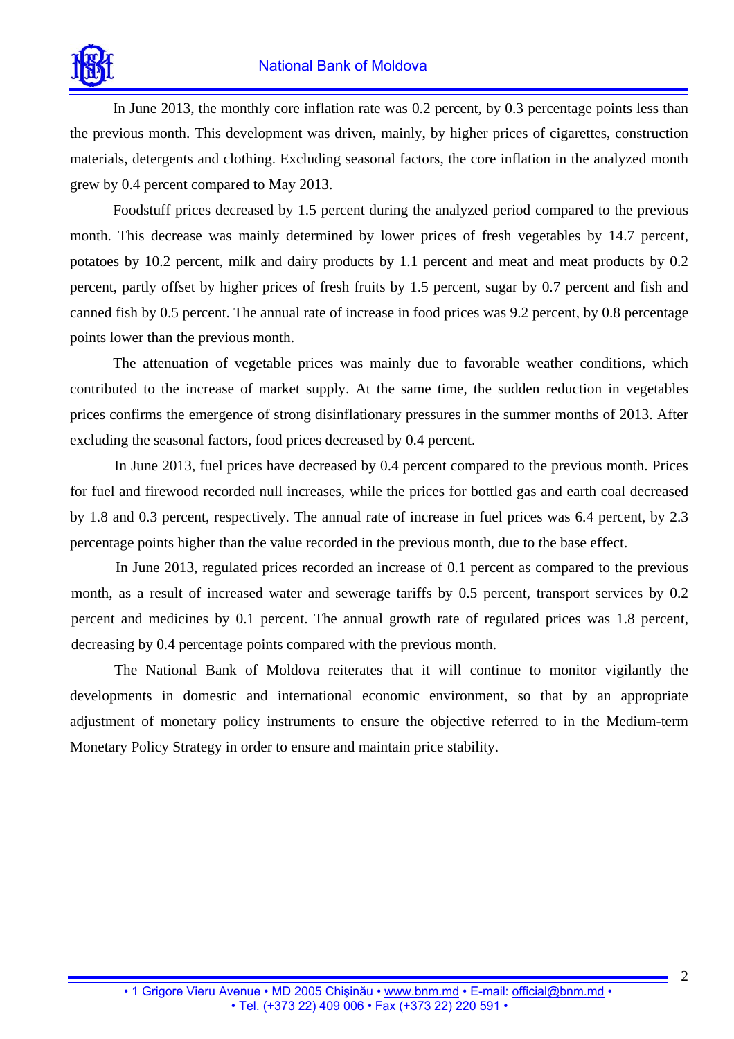In June 2013, the monthly core inflation rate was 0.2 percent, by 0.3 percentage points less than the previous month. This development was driven, mainly, by higher prices of cigarettes, construction materials, detergents and clothing. Excluding seasonal factors, the core inflation in the analyzed month grew by 0.4 percent compared to May 2013.

Foodstuff prices decreased by 1.5 percent during the analyzed period compared to the previous month. This decrease was mainly determined by lower prices of fresh vegetables by 14.7 percent, potatoes by 10.2 percent, milk and dairy products by 1.1 percent and meat and meat products by 0.2 percent, partly offset by higher prices of fresh fruits by 1.5 percent, sugar by 0.7 percent and fish and canned fish by 0.5 percent. The annual rate of increase in food prices was 9.2 percent, by 0.8 percentage points lower than the previous month.

The attenuation of vegetable prices was mainly due to favorable weather conditions, which contributed to the increase of market supply. At the same time, the sudden reduction in vegetables prices confirms the emergence of strong disinflationary pressures in the summer months of 2013. After excluding the seasonal factors, food prices decreased by 0.4 percent.

In June 2013, fuel prices have decreased by 0.4 percent compared to the previous month. Prices for fuel and firewood recorded null increases, while the prices for bottled gas and earth coal decreased by 1.8 and 0.3 percent, respectively. The annual rate of increase in fuel prices was 6.4 percent, by 2.3 percentage points higher than the value recorded in the previous month, due to the base effect.

In June 2013, regulated prices recorded an increase of 0.1 percent as compared to the previous month, as a result of increased water and sewerage tariffs by 0.5 percent, transport services by 0.2 percent and medicines by 0.1 percent. The annual growth rate of regulated prices was 1.8 percent, decreasing by 0.4 percentage points compared with the previous month.

The National Bank of Moldova reiterates that it will continue to monitor vigilantly the developments in domestic and international economic environment, so that by an appropriate adjustment of monetary policy instruments to ensure the objective referred to in the Medium-term Monetary Policy Strategy in order to ensure and maintain price stability.